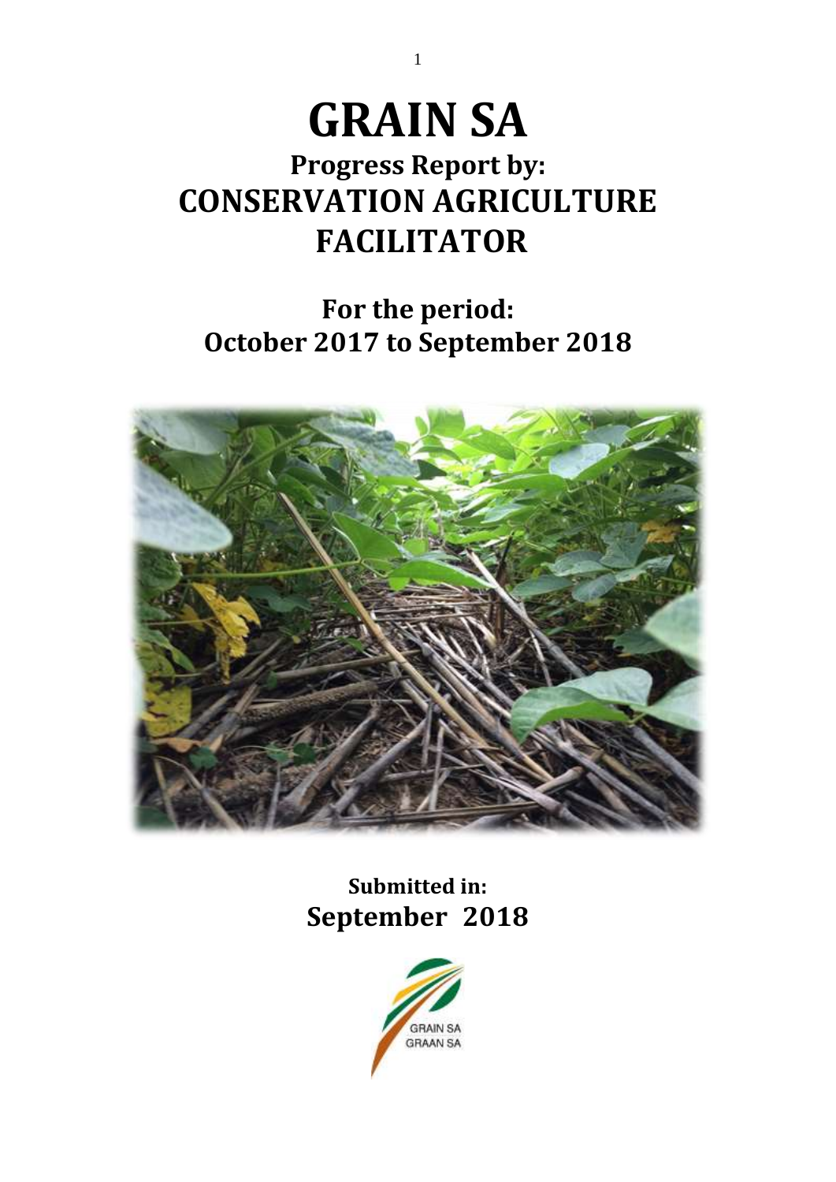# GRAIN SA

## Progress Report by:
## CONSERVATION AGRICULTURE FACILITATOR

### For the period:
### October 2017 to September 2018

**Submitted in:**
**September 2018**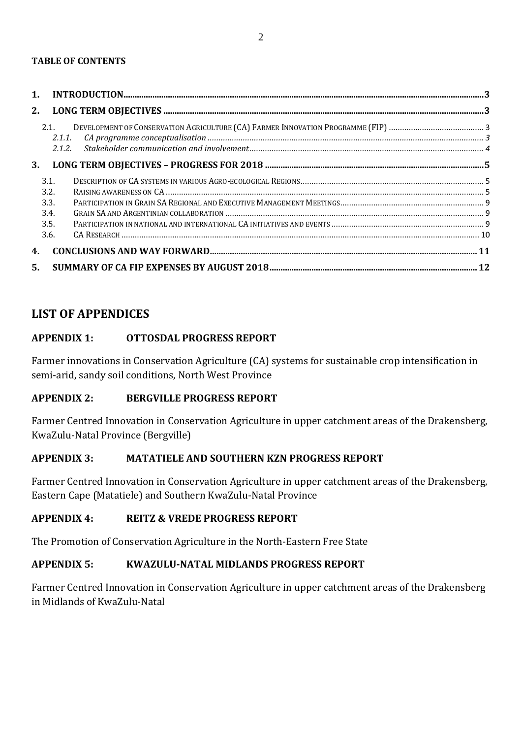**TABLE OF CONTENTS**

1. **INTRODUCTION** ... 3
2. **LONG TERM OBJECTIVES** ... 3
   - 2.1. DEVELOPMENT OF CONSERVATION AGRICULTURE (CA) FARMER INNOVATION PROGRAMME (FIP) ... 3
     - 2.1.1. *CA programme conceptualisation* ... 3
     - 2.1.2. *Stakeholder communication and involvement* ... 4
3. **LONG TERM OBJECTIVES – PROGRESS FOR 2018** ... 5
   - 3.1. DESCRIPTION OF CA SYSTEMS IN VARIOUS AGRO-ECOLOGICAL REGIONS ... 5
   - 3.2. RAISING AWARENESS ON CA ... 5
   - 3.3. PARTICIPATION IN GRAIN SA REGIONAL AND EXECUTIVE MANAGEMENT MEETINGS ... 9
   - 3.4. GRAIN SA AND ARGENTINIAN COLLABORATION ... 9
   - 3.5. PARTICIPATION IN NATIONAL AND INTERNATIONAL CA INITIATIVES AND EVENTS ... 9
   - 3.6. CA RESEARCH ... 10
4. **CONCLUSIONS AND WAY FORWARD** ... 11
5. **SUMMARY OF CA FIP EXPENSES BY AUGUST 2018** ... 12

## LIST OF APPENDICES

### APPENDIX 1: OTTOSDAL PROGRESS REPORT

Farmer innovations in Conservation Agriculture (CA) systems for sustainable crop intensification in semi-arid, sandy soil conditions, North West Province

### APPENDIX 2: BERGVILLE PROGRESS REPORT

Farmer Centred Innovation in Conservation Agriculture in upper catchment areas of the Drakensberg, KwaZulu-Natal Province (Bergville)

### APPENDIX 3: MATATIELE AND SOUTHERN KZN PROGRESS REPORT

Farmer Centred Innovation in Conservation Agriculture in upper catchment areas of the Drakensberg, Eastern Cape (Matatiele) and Southern KwaZulu-Natal Province

### APPENDIX 4: REITZ & VREDE PROGRESS REPORT

The Promotion of Conservation Agriculture in the North-Eastern Free State

### APPENDIX 5: KWAZULU-NATAL MIDLANDS PROGRESS REPORT

Farmer Centred Innovation in Conservation Agriculture in upper catchment areas of the Drakensberg in Midlands of KwaZulu-Natal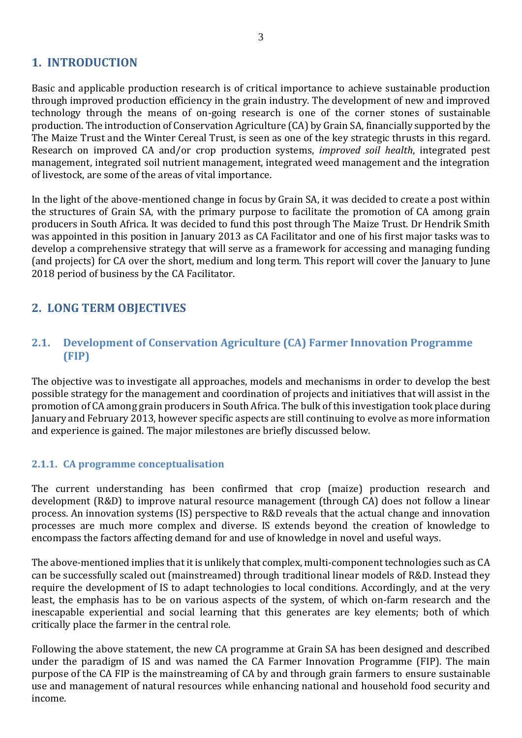# 1. INTRODUCTION

Basic and applicable production research is of critical importance to achieve sustainable production through improved production efficiency in the grain industry. The development of new and improved technology through the means of on-going research is one of the corner stones of sustainable production. The introduction of Conservation Agriculture (CA) by Grain SA, financially supported by the The Maize Trust and the Winter Cereal Trust, is seen as one of the key strategic thrusts in this regard. Research on improved CA and/or crop production systems, *improved soil health*, integrated pest management, integrated soil nutrient management, integrated weed management and the integration of livestock, are some of the areas of vital importance.

In the light of the above-mentioned change in focus by Grain SA, it was decided to create a post within the structures of Grain SA, with the primary purpose to facilitate the promotion of CA among grain producers in South Africa. It was decided to fund this post through The Maize Trust. Dr Hendrik Smith was appointed in this position in January 2013 as CA Facilitator and one of his first major tasks was to develop a comprehensive strategy that will serve as a framework for accessing and managing funding (and projects) for CA over the short, medium and long term. This report will cover the January to June 2018 period of business by the CA Facilitator.

# 2. LONG TERM OBJECTIVES

## 2.1. Development of Conservation Agriculture (CA) Farmer Innovation Programme (FIP)

The objective was to investigate all approaches, models and mechanisms in order to develop the best possible strategy for the management and coordination of projects and initiatives that will assist in the promotion of CA among grain producers in South Africa. The bulk of this investigation took place during January and February 2013, however specific aspects are still continuing to evolve as more information and experience is gained. The major milestones are briefly discussed below.

### 2.1.1. CA programme conceptualisation

The current understanding has been confirmed that crop (maize) production research and development (R&D) to improve natural resource management (through CA) does not follow a linear process. An innovation systems (IS) perspective to R&D reveals that the actual change and innovation processes are much more complex and diverse. IS extends beyond the creation of knowledge to encompass the factors affecting demand for and use of knowledge in novel and useful ways.

The above-mentioned implies that it is unlikely that complex, multi-component technologies such as CA can be successfully scaled out (mainstreamed) through traditional linear models of R&D. Instead they require the development of IS to adapt technologies to local conditions. Accordingly, and at the very least, the emphasis has to be on various aspects of the system, of which on-farm research and the inescapable experiential and social learning that this generates are key elements; both of which critically place the farmer in the central role.

Following the above statement, the new CA programme at Grain SA has been designed and described under the paradigm of IS and was named the CA Farmer Innovation Programme (FIP). The main purpose of the CA FIP is the mainstreaming of CA by and through grain farmers to ensure sustainable use and management of natural resources while enhancing national and household food security and income.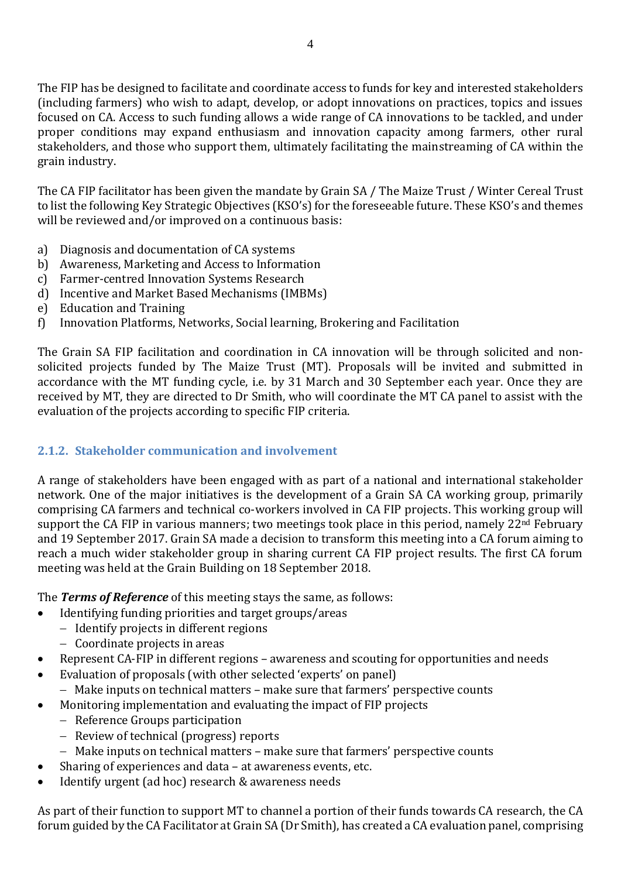The FIP has be designed to facilitate and coordinate access to funds for key and interested stakeholders (including farmers) who wish to adapt, develop, or adopt innovations on practices, topics and issues focused on CA. Access to such funding allows a wide range of CA innovations to be tackled, and under proper conditions may expand enthusiasm and innovation capacity among farmers, other rural stakeholders, and those who support them, ultimately facilitating the mainstreaming of CA within the grain industry.

The CA FIP facilitator has been given the mandate by Grain SA / The Maize Trust / Winter Cereal Trust to list the following Key Strategic Objectives (KSO's) for the foreseeable future. These KSO's and themes will be reviewed and/or improved on a continuous basis:

a) Diagnosis and documentation of CA systems
b) Awareness, Marketing and Access to Information
c) Farmer-centred Innovation Systems Research
d) Incentive and Market Based Mechanisms (IMBMs)
e) Education and Training
f) Innovation Platforms, Networks, Social learning, Brokering and Facilitation

The Grain SA FIP facilitation and coordination in CA innovation will be through solicited and non-solicited projects funded by The Maize Trust (MT). Proposals will be invited and submitted in accordance with the MT funding cycle, i.e. by 31 March and 30 September each year. Once they are received by MT, they are directed to Dr Smith, who will coordinate the MT CA panel to assist with the evaluation of the projects according to specific FIP criteria.

### 2.1.2. Stakeholder communication and involvement

A range of stakeholders have been engaged with as part of a national and international stakeholder network. One of the major initiatives is the development of a Grain SA CA working group, primarily comprising CA farmers and technical co-workers involved in CA FIP projects. This working group will support the CA FIP in various manners; two meetings took place in this period, namely 22nd February and 19 September 2017. Grain SA made a decision to transform this meeting into a CA forum aiming to reach a much wider stakeholder group in sharing current CA FIP project results. The first CA forum meeting was held at the Grain Building on 18 September 2018.

The ***Terms of Reference*** of this meeting stays the same, as follows:

- Identifying funding priorities and target groups/areas
  - Identify projects in different regions
  - Coordinate projects in areas
- Represent CA-FIP in different regions – awareness and scouting for opportunities and needs
- Evaluation of proposals (with other selected 'experts' on panel)
  - Make inputs on technical matters – make sure that farmers' perspective counts
- Monitoring implementation and evaluating the impact of FIP projects
  - Reference Groups participation
  - Review of technical (progress) reports
  - Make inputs on technical matters – make sure that farmers' perspective counts
- Sharing of experiences and data – at awareness events, etc.
- Identify urgent (ad hoc) research & awareness needs

As part of their function to support MT to channel a portion of their funds towards CA research, the CA forum guided by the CA Facilitator at Grain SA (Dr Smith), has created a CA evaluation panel, comprising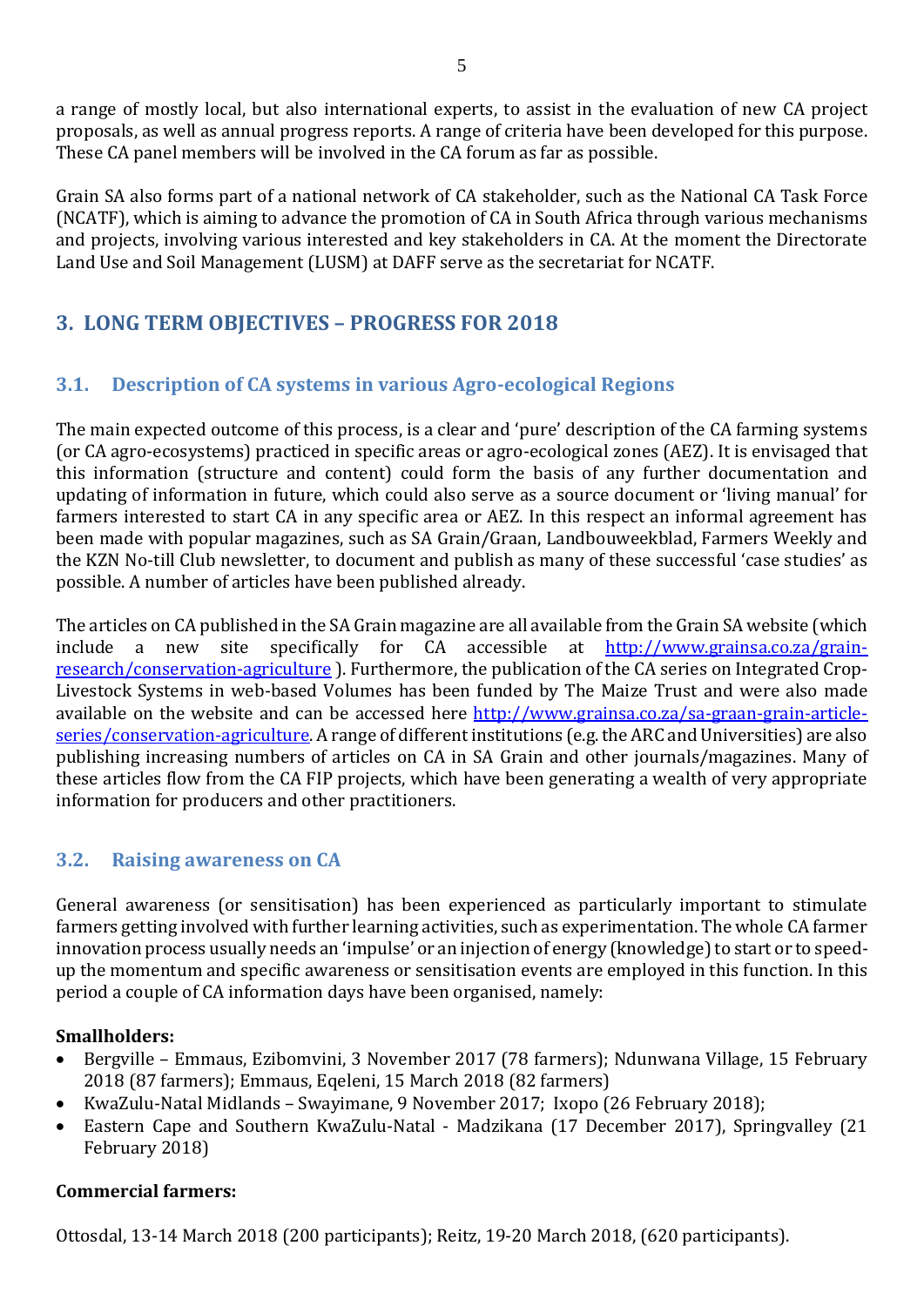a range of mostly local, but also international experts, to assist in the evaluation of new CA project proposals, as well as annual progress reports. A range of criteria have been developed for this purpose. These CA panel members will be involved in the CA forum as far as possible.

Grain SA also forms part of a national network of CA stakeholder, such as the National CA Task Force (NCATF), which is aiming to advance the promotion of CA in South Africa through various mechanisms and projects, involving various interested and key stakeholders in CA. At the moment the Directorate Land Use and Soil Management (LUSM) at DAFF serve as the secretariat for NCATF.

## 3. LONG TERM OBJECTIVES – PROGRESS FOR 2018

### 3.1. Description of CA systems in various Agro-ecological Regions

The main expected outcome of this process, is a clear and 'pure' description of the CA farming systems (or CA agro-ecosystems) practiced in specific areas or agro-ecological zones (AEZ). It is envisaged that this information (structure and content) could form the basis of any further documentation and updating of information in future, which could also serve as a source document or 'living manual' for farmers interested to start CA in any specific area or AEZ. In this respect an informal agreement has been made with popular magazines, such as SA Grain/Graan, Landbouweekblad, Farmers Weekly and the KZN No-till Club newsletter, to document and publish as many of these successful 'case studies' as possible. A number of articles have been published already.

The articles on CA published in the SA Grain magazine are all available from the Grain SA website (which include a new site specifically for CA accessible at [http://www.grainsa.co.za/grain-research/conservation-agriculture](http://www.grainsa.co.za/grain-research/conservation-agriculture) ). Furthermore, the publication of the CA series on Integrated Crop-Livestock Systems in web-based Volumes has been funded by The Maize Trust and were also made available on the website and can be accessed here [http://www.grainsa.co.za/sa-graan-grain-article-series/conservation-agriculture](http://www.grainsa.co.za/sa-graan-grain-article-series/conservation-agriculture). A range of different institutions (e.g. the ARC and Universities) are also publishing increasing numbers of articles on CA in SA Grain and other journals/magazines. Many of these articles flow from the CA FIP projects, which have been generating a wealth of very appropriate information for producers and other practitioners.

### 3.2. Raising awareness on CA

General awareness (or sensitisation) has been experienced as particularly important to stimulate farmers getting involved with further learning activities, such as experimentation. The whole CA farmer innovation process usually needs an 'impulse' or an injection of energy (knowledge) to start or to speed-up the momentum and specific awareness or sensitisation events are employed in this function. In this period a couple of CA information days have been organised, namely:

**Smallholders:**

- Bergville – Emmaus, Ezibomvini, 3 November 2017 (78 farmers); Ndunwana Village, 15 February 2018 (87 farmers); Emmaus, Eqeleni, 15 March 2018 (82 farmers)
- KwaZulu-Natal Midlands – Swayimane, 9 November 2017; Ixopo (26 February 2018);
- Eastern Cape and Southern KwaZulu-Natal - Madzikana (17 December 2017), Springvalley (21 February 2018)

**Commercial farmers:**

Ottosdal, 13-14 March 2018 (200 participants); Reitz, 19-20 March 2018, (620 participants).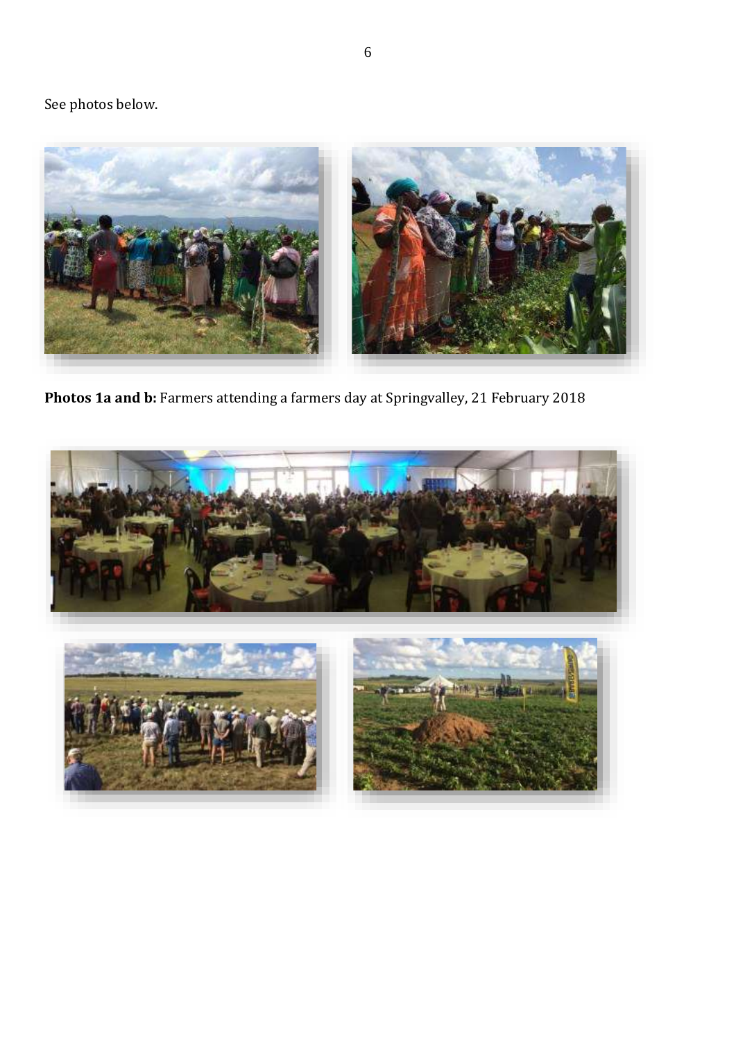See photos below.

**Photos 1a and b:** Farmers attending a farmers day at Springvalley, 21 February 2018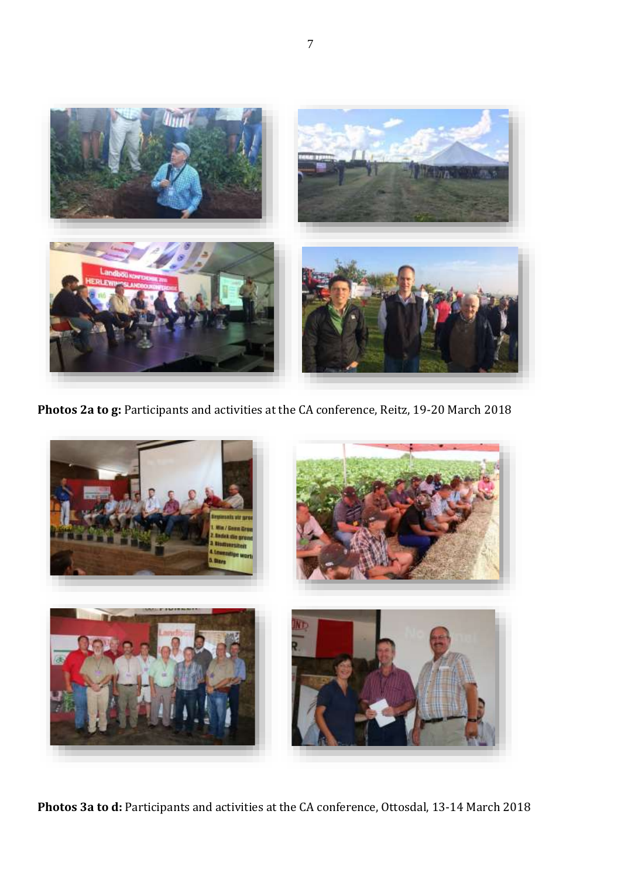**Photos 2a to g:** Participants and activities at the CA conference, Reitz, 19-20 March 2018

**Photos 3a to d:** Participants and activities at the CA conference, Ottosdal, 13-14 March 2018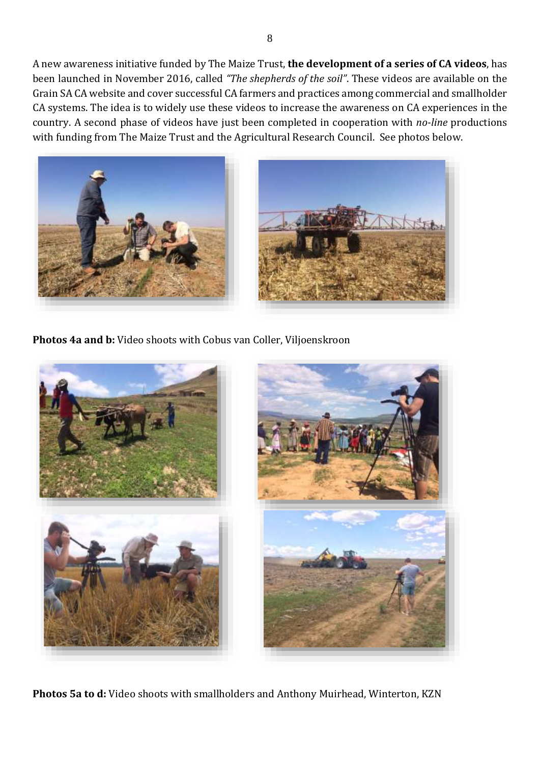A new awareness initiative funded by The Maize Trust, **the development of a series of CA videos**, has been launched in November 2016, called *"The shepherds of the soil"*. These videos are available on the Grain SA CA website and cover successful CA farmers and practices among commercial and smallholder CA systems. The idea is to widely use these videos to increase the awareness on CA experiences in the country. A second phase of videos have just been completed in cooperation with *no-line* productions with funding from The Maize Trust and the Agricultural Research Council. See photos below.

**Photos 4a and b:** Video shoots with Cobus van Coller, Viljoenskroon

**Photos 5a to d:** Video shoots with smallholders and Anthony Muirhead, Winterton, KZN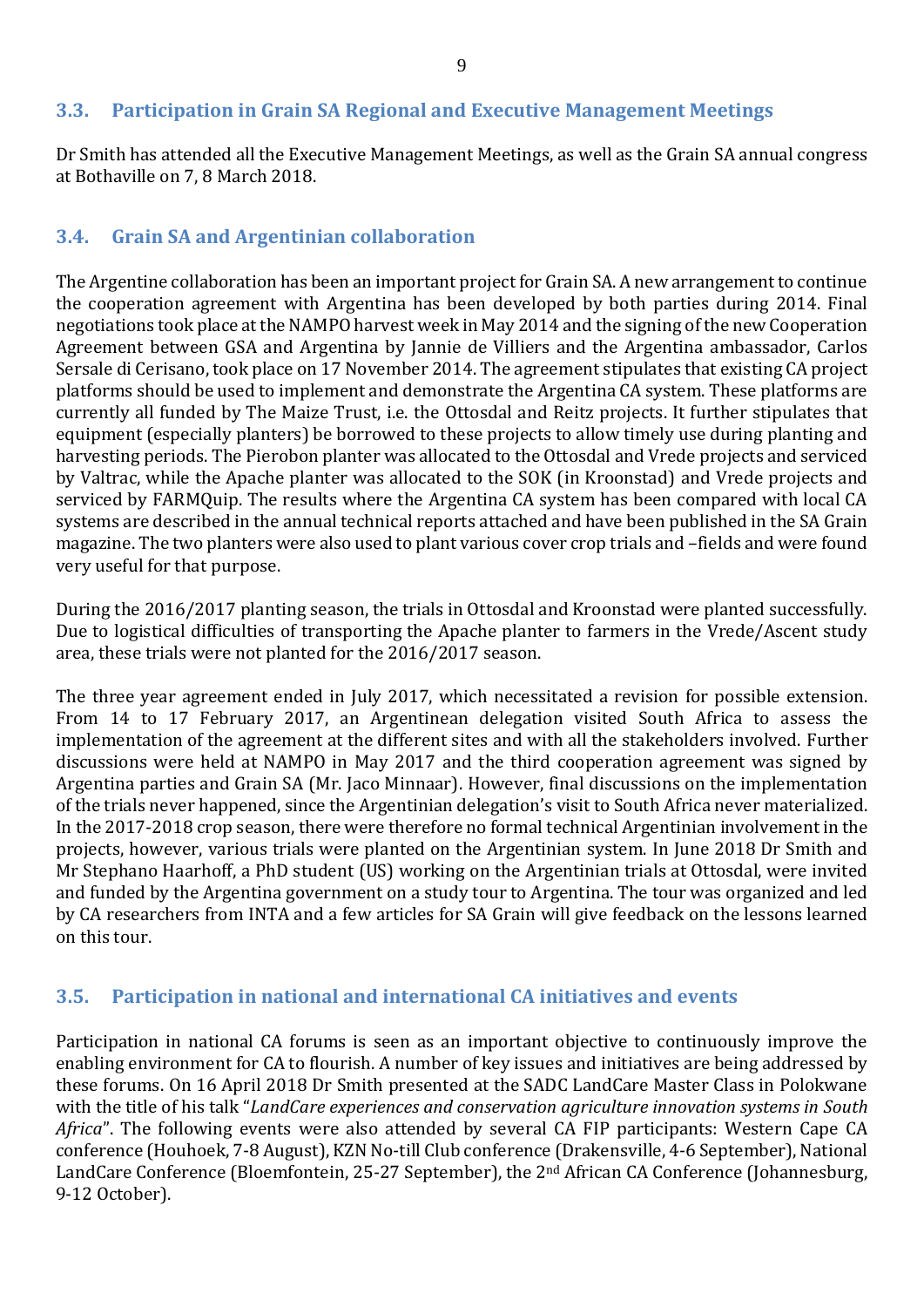## 3.3. Participation in Grain SA Regional and Executive Management Meetings

Dr Smith has attended all the Executive Management Meetings, as well as the Grain SA annual congress at Bothaville on 7, 8 March 2018.

## 3.4. Grain SA and Argentinian collaboration

The Argentine collaboration has been an important project for Grain SA. A new arrangement to continue the cooperation agreement with Argentina has been developed by both parties during 2014. Final negotiations took place at the NAMPO harvest week in May 2014 and the signing of the new Cooperation Agreement between GSA and Argentina by Jannie de Villiers and the Argentina ambassador, Carlos Sersale di Cerisano, took place on 17 November 2014. The agreement stipulates that existing CA project platforms should be used to implement and demonstrate the Argentina CA system. These platforms are currently all funded by The Maize Trust, i.e. the Ottosdal and Reitz projects. It further stipulates that equipment (especially planters) be borrowed to these projects to allow timely use during planting and harvesting periods. The Pierobon planter was allocated to the Ottosdal and Vrede projects and serviced by Valtrac, while the Apache planter was allocated to the SOK (in Kroonstad) and Vrede projects and serviced by FARMQuip. The results where the Argentina CA system has been compared with local CA systems are described in the annual technical reports attached and have been published in the SA Grain magazine. The two planters were also used to plant various cover crop trials and –fields and were found very useful for that purpose.

During the 2016/2017 planting season, the trials in Ottosdal and Kroonstad were planted successfully. Due to logistical difficulties of transporting the Apache planter to farmers in the Vrede/Ascent study area, these trials were not planted for the 2016/2017 season.

The three year agreement ended in July 2017, which necessitated a revision for possible extension. From 14 to 17 February 2017, an Argentinean delegation visited South Africa to assess the implementation of the agreement at the different sites and with all the stakeholders involved. Further discussions were held at NAMPO in May 2017 and the third cooperation agreement was signed by Argentina parties and Grain SA (Mr. Jaco Minnaar). However, final discussions on the implementation of the trials never happened, since the Argentinian delegation's visit to South Africa never materialized. In the 2017-2018 crop season, there were therefore no formal technical Argentinian involvement in the projects, however, various trials were planted on the Argentinian system. In June 2018 Dr Smith and Mr Stephano Haarhoff, a PhD student (US) working on the Argentinian trials at Ottosdal, were invited and funded by the Argentina government on a study tour to Argentina. The tour was organized and led by CA researchers from INTA and a few articles for SA Grain will give feedback on the lessons learned on this tour.

## 3.5. Participation in national and international CA initiatives and events

Participation in national CA forums is seen as an important objective to continuously improve the enabling environment for CA to flourish. A number of key issues and initiatives are being addressed by these forums. On 16 April 2018 Dr Smith presented at the SADC LandCare Master Class in Polokwane with the title of his talk "*LandCare experiences and conservation agriculture innovation systems in South Africa*". The following events were also attended by several CA FIP participants: Western Cape CA conference (Houhoek, 7-8 August), KZN No-till Club conference (Drakensville, 4-6 September), National LandCare Conference (Bloemfontein, 25-27 September), the 2nd African CA Conference (Johannesburg, 9-12 October).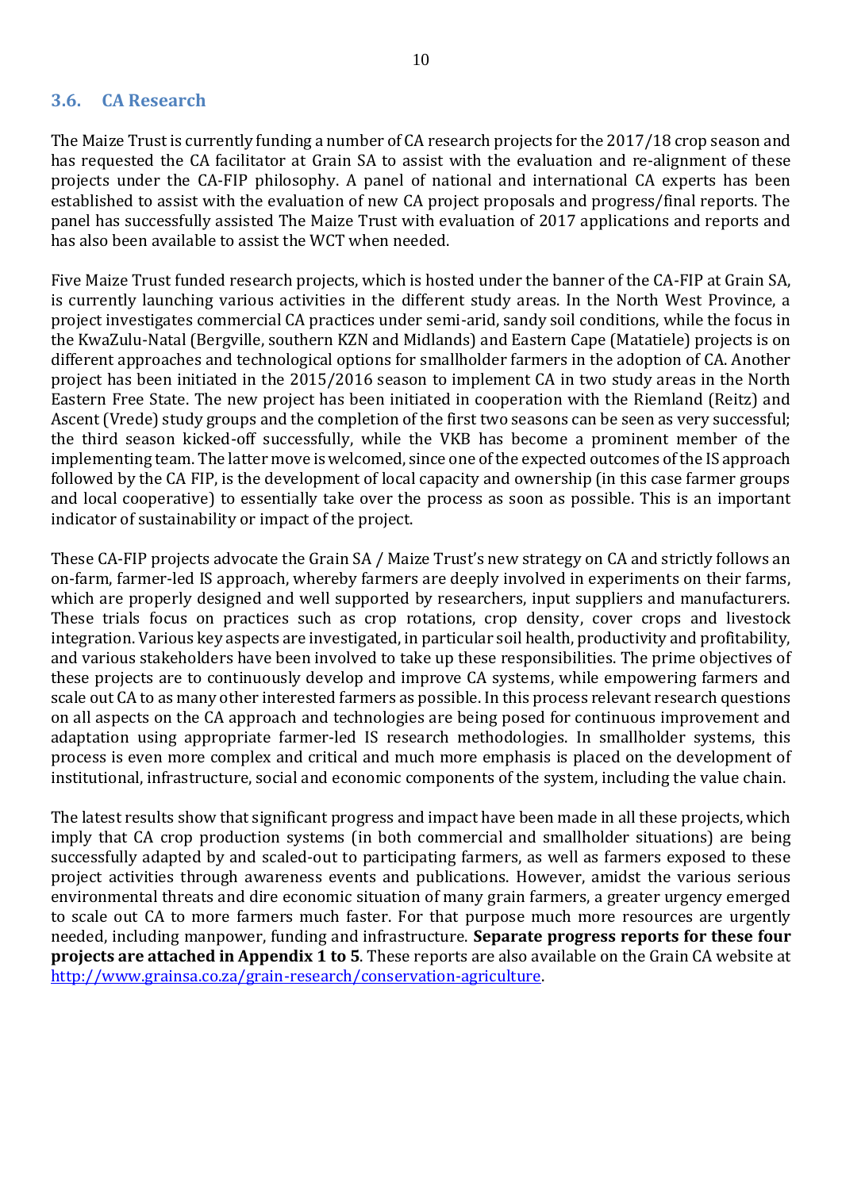### 3.6. CA Research

The Maize Trust is currently funding a number of CA research projects for the 2017/18 crop season and has requested the CA facilitator at Grain SA to assist with the evaluation and re-alignment of these projects under the CA-FIP philosophy. A panel of national and international CA experts has been established to assist with the evaluation of new CA project proposals and progress/final reports. The panel has successfully assisted The Maize Trust with evaluation of 2017 applications and reports and has also been available to assist the WCT when needed.

Five Maize Trust funded research projects, which is hosted under the banner of the CA-FIP at Grain SA, is currently launching various activities in the different study areas. In the North West Province, a project investigates commercial CA practices under semi-arid, sandy soil conditions, while the focus in the KwaZulu-Natal (Bergville, southern KZN and Midlands) and Eastern Cape (Matatiele) projects is on different approaches and technological options for smallholder farmers in the adoption of CA. Another project has been initiated in the 2015/2016 season to implement CA in two study areas in the North Eastern Free State. The new project has been initiated in cooperation with the Riemland (Reitz) and Ascent (Vrede) study groups and the completion of the first two seasons can be seen as very successful; the third season kicked-off successfully, while the VKB has become a prominent member of the implementing team. The latter move is welcomed, since one of the expected outcomes of the IS approach followed by the CA FIP, is the development of local capacity and ownership (in this case farmer groups and local cooperative) to essentially take over the process as soon as possible. This is an important indicator of sustainability or impact of the project.

These CA-FIP projects advocate the Grain SA / Maize Trust's new strategy on CA and strictly follows an on-farm, farmer-led IS approach, whereby farmers are deeply involved in experiments on their farms, which are properly designed and well supported by researchers, input suppliers and manufacturers. These trials focus on practices such as crop rotations, crop density, cover crops and livestock integration. Various key aspects are investigated, in particular soil health, productivity and profitability, and various stakeholders have been involved to take up these responsibilities. The prime objectives of these projects are to continuously develop and improve CA systems, while empowering farmers and scale out CA to as many other interested farmers as possible. In this process relevant research questions on all aspects on the CA approach and technologies are being posed for continuous improvement and adaptation using appropriate farmer-led IS research methodologies. In smallholder systems, this process is even more complex and critical and much more emphasis is placed on the development of institutional, infrastructure, social and economic components of the system, including the value chain.

The latest results show that significant progress and impact have been made in all these projects, which imply that CA crop production systems (in both commercial and smallholder situations) are being successfully adapted by and scaled-out to participating farmers, as well as farmers exposed to these project activities through awareness events and publications. However, amidst the various serious environmental threats and dire economic situation of many grain farmers, a greater urgency emerged to scale out CA to more farmers much faster. For that purpose much more resources are urgently needed, including manpower, funding and infrastructure. **Separate progress reports for these four projects are attached in Appendix 1 to 5**. These reports are also available on the Grain CA website at [http://www.grainsa.co.za/grain-research/conservation-agriculture](http://www.grainsa.co.za/grain-research/conservation-agriculture).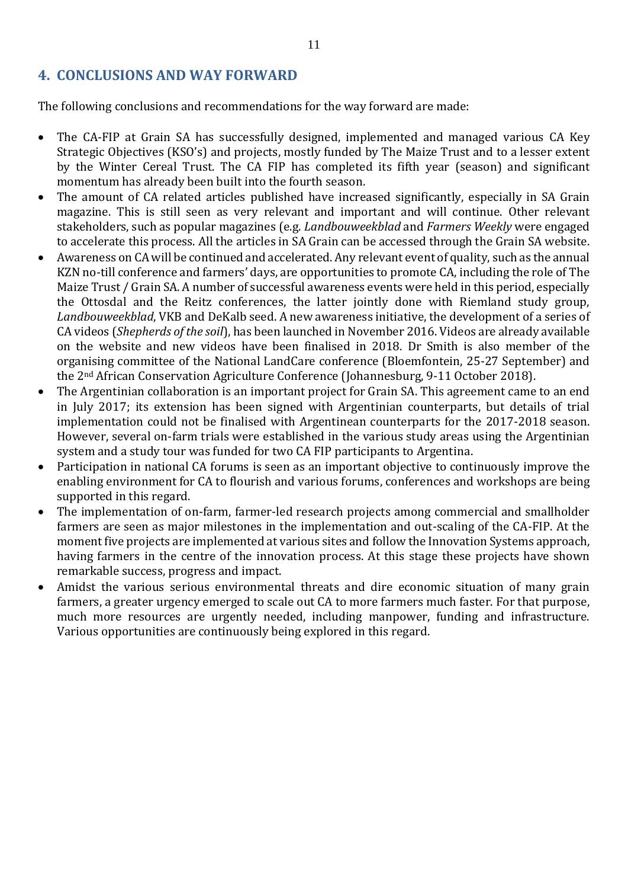## 4. CONCLUSIONS AND WAY FORWARD

The following conclusions and recommendations for the way forward are made:

- The CA-FIP at Grain SA has successfully designed, implemented and managed various CA Key Strategic Objectives (KSO's) and projects, mostly funded by The Maize Trust and to a lesser extent by the Winter Cereal Trust. The CA FIP has completed its fifth year (season) and significant momentum has already been built into the fourth season.
- The amount of CA related articles published have increased significantly, especially in SA Grain magazine. This is still seen as very relevant and important and will continue. Other relevant stakeholders, such as popular magazines (e.g. *Landbouweekblad* and *Farmers Weekly* were engaged to accelerate this process. All the articles in SA Grain can be accessed through the Grain SA website.
- Awareness on CA will be continued and accelerated. Any relevant event of quality, such as the annual KZN no-till conference and farmers' days, are opportunities to promote CA, including the role of The Maize Trust / Grain SA. A number of successful awareness events were held in this period, especially the Ottosdal and the Reitz conferences, the latter jointly done with Riemland study group, *Landbouweekblad*, VKB and DeKalb seed. A new awareness initiative, the development of a series of CA videos (*Shepherds of the soil*), has been launched in November 2016. Videos are already available on the website and new videos have been finalised in 2018. Dr Smith is also member of the organising committee of the National LandCare conference (Bloemfontein, 25-27 September) and the 2nd African Conservation Agriculture Conference (Johannesburg, 9-11 October 2018).
- The Argentinian collaboration is an important project for Grain SA. This agreement came to an end in July 2017; its extension has been signed with Argentinian counterparts, but details of trial implementation could not be finalised with Argentinean counterparts for the 2017-2018 season. However, several on-farm trials were established in the various study areas using the Argentinian system and a study tour was funded for two CA FIP participants to Argentina.
- Participation in national CA forums is seen as an important objective to continuously improve the enabling environment for CA to flourish and various forums, conferences and workshops are being supported in this regard.
- The implementation of on-farm, farmer-led research projects among commercial and smallholder farmers are seen as major milestones in the implementation and out-scaling of the CA-FIP. At the moment five projects are implemented at various sites and follow the Innovation Systems approach, having farmers in the centre of the innovation process. At this stage these projects have shown remarkable success, progress and impact.
- Amidst the various serious environmental threats and dire economic situation of many grain farmers, a greater urgency emerged to scale out CA to more farmers much faster. For that purpose, much more resources are urgently needed, including manpower, funding and infrastructure. Various opportunities are continuously being explored in this regard.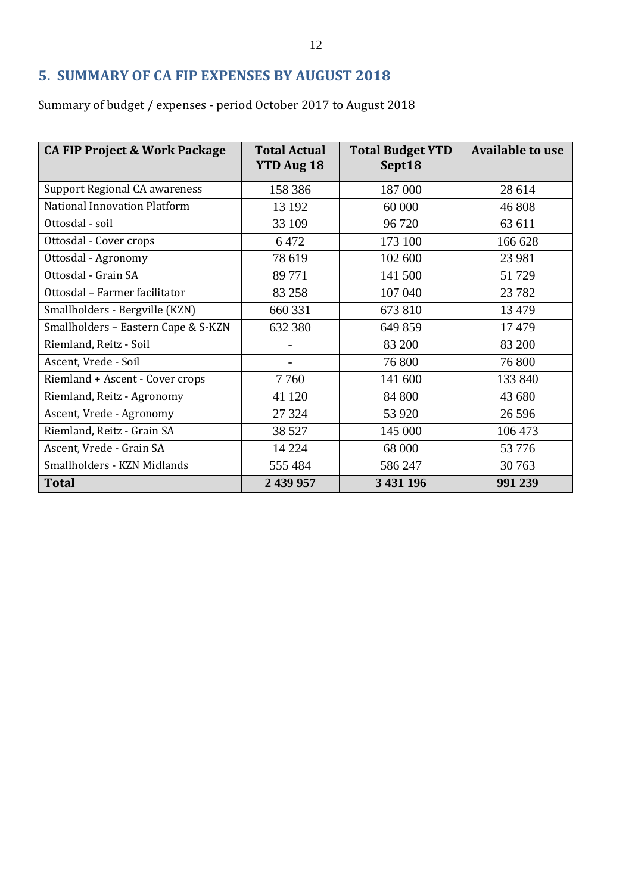## 5. SUMMARY OF CA FIP EXPENSES BY AUGUST 2018

Summary of budget / expenses - period October 2017 to August 2018

| CA FIP Project & Work Package | Total Actual YTD Aug 18 | Total Budget YTD Sept18 | Available to use |
|---|---|---|---|
| Support Regional CA awareness | 158 386 | 187 000 | 28 614 |
| National Innovation Platform | 13 192 | 60 000 | 46 808 |
| Ottosdal - soil | 33 109 | 96 720 | 63 611 |
| Ottosdal - Cover crops | 6 472 | 173 100 | 166 628 |
| Ottosdal - Agronomy | 78 619 | 102 600 | 23 981 |
| Ottosdal - Grain SA | 89 771 | 141 500 | 51 729 |
| Ottosdal – Farmer facilitator | 83 258 | 107 040 | 23 782 |
| Smallholders - Bergville (KZN) | 660 331 | 673 810 | 13 479 |
| Smallholders – Eastern Cape & S-KZN | 632 380 | 649 859 | 17 479 |
| Riemland, Reitz - Soil | - | 83 200 | 83 200 |
| Ascent, Vrede - Soil | - | 76 800 | 76 800 |
| Riemland + Ascent - Cover crops | 7 760 | 141 600 | 133 840 |
| Riemland, Reitz - Agronomy | 41 120 | 84 800 | 43 680 |
| Ascent, Vrede - Agronomy | 27 324 | 53 920 | 26 596 |
| Riemland, Reitz - Grain SA | 38 527 | 145 000 | 106 473 |
| Ascent, Vrede - Grain SA | 14 224 | 68 000 | 53 776 |
| Smallholders - KZN Midlands | 555 484 | 586 247 | 30 763 |
| **Total** | **2 439 957** | **3 431 196** | **991 239** |